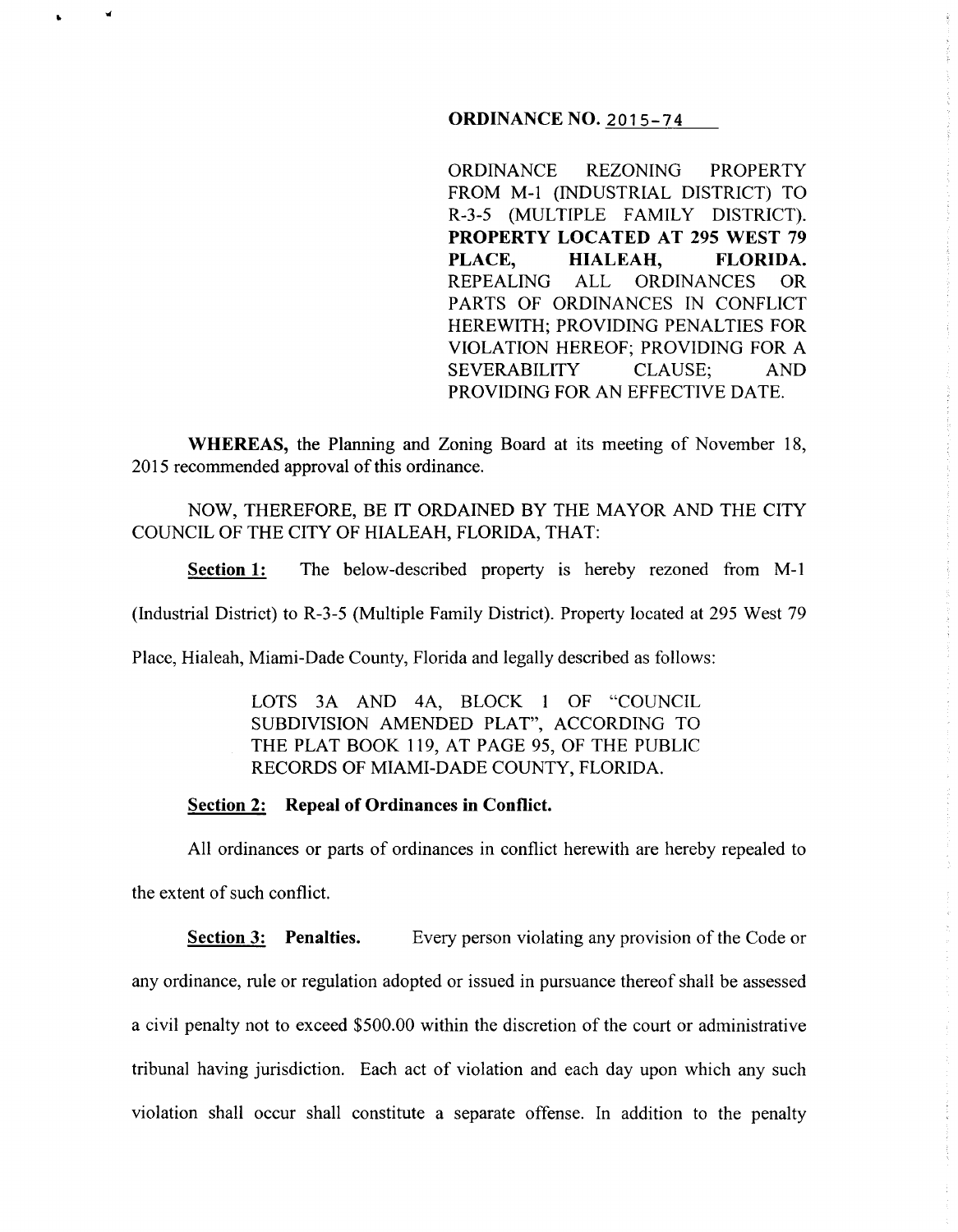**ORDINANCE NO. 2015-74**

ORDINANCE REZONING PROPERTY FROM M-1 (INDUSTRIAL DISTRICT) TO R-3-5 (MULTIPLE FAMILY DISTRICT). **PROPERTY LOCATED AT 295 WEST 79 PLACE, HIALEAH, FLORIDA.** REPEALING ALL ORDINANCES OR PARTS OF ORDINANCES IN CONFLICT HEREWITH; PROVIDING PENALTIES FOR VIOLATION HEREOF; PROVIDING FOR A SEVERABILITY CLAUSE; AND PROVIDING FOR AN EFFECTIVE DATE.

**WHEREAS,** the Planning and Zoning Board at its meeting of November 18, 2015 recommended approval of this ordinance.

NOW, THEREFORE, BE IT ORDAINED BY THE MAYOR AND THE CITY COUNCIL OF THE CITY OF HIALEAH, FLORIDA, THAT:

**Section 1:** The below-described property is hereby rezoned from M-1 (Industrial District) to R-3-5 (Multiple Family District). Property located at 295 West 79 Place, Hialeah, Miami-Dade County, Florida and legally described as follows:

> LOTS 3A AND 4A, BLOCK 1 OF "COUNCIL SUBDIVISION AMENDED PLAT", ACCORDING TO THE PLAT BOOK 119, AT PAGE 95, OF THE PUBLIC RECORDS OF MIAMI-DADE COUNTY, FLORIDA.

**Section 2: Repeal of Ordinances in Conflict.**

All ordinances or parts of ordinances in conflict herewith are hereby repealed to the extent of such conflict.

**Section 3: Penalties.** Every person violating any provision of the Code or any ordinance, rule or regulation adopted or issued in pursuance thereof shall be assessed a civil penalty not to exceed $500.00 within the discretion of the court or administrative tribunal having jurisdiction. Each act of violation and each day upon which any such violation shall occur shall constitute a separate offense. In addition to the penalty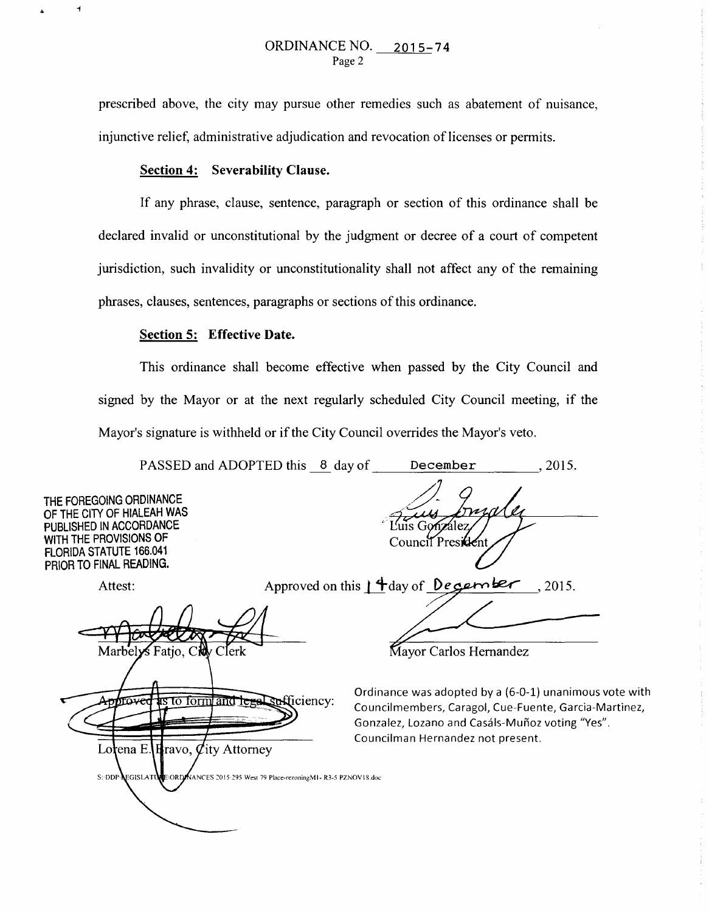**ORDINANCE NO. 2015-74**
Page 2

prescribed above, the city may pursue other remedies such as abatement of nuisance, injunctive relief, administrative adjudication and revocation of licenses or permits.

**Section 4: Severability Clause.**

If any phrase, clause, sentence, paragraph or section of this ordinance shall be declared invalid or unconstitutional by the judgment or decree of a court of competent jurisdiction, such invalidity or unconstitutionality shall not affect any of the remaining phrases, clauses, sentences, paragraphs or sections of this ordinance.

**Section 5: Effective Date.**

This ordinance shall become effective when passed by the City Council and signed by the Mayor or at the next regularly scheduled City Council meeting, if the Mayor's signature is withheld or if the City Council overrides the Mayor's veto.

PASSED and ADOPTED this 8 day of December, 2015.

THE FOREGOING ORDINANCE OF THE CITY OF HIALEAH WAS PUBLISHED IN ACCORDANCE WITH THE PROVISIONS OF FLORIDA STATUTE 166.041 PRIOR TO FINAL READING.

Luis González
Council President

Attest:

Approved on this 14 day of December, 2015.

Marbelys Fatjo, City Clerk

Mayor Carlos Hernandez

Approved as to form and legal sufficiency:

Lorena E. Bravo, City Attorney

Ordinance was adopted by a (6-0-1) unanimous vote with Councilmembers, Caragol, Cue-Fuente, Garcia-Martinez, Gonzalez, Lozano and Casáls-Muñoz voting "Yes". Councilman Hernandez not present.

S:\DDP\LEGISLATURE\ORDINANCES 2015\295 West 79 Place-rezoningM1- R3-5 PZNOV18.doc